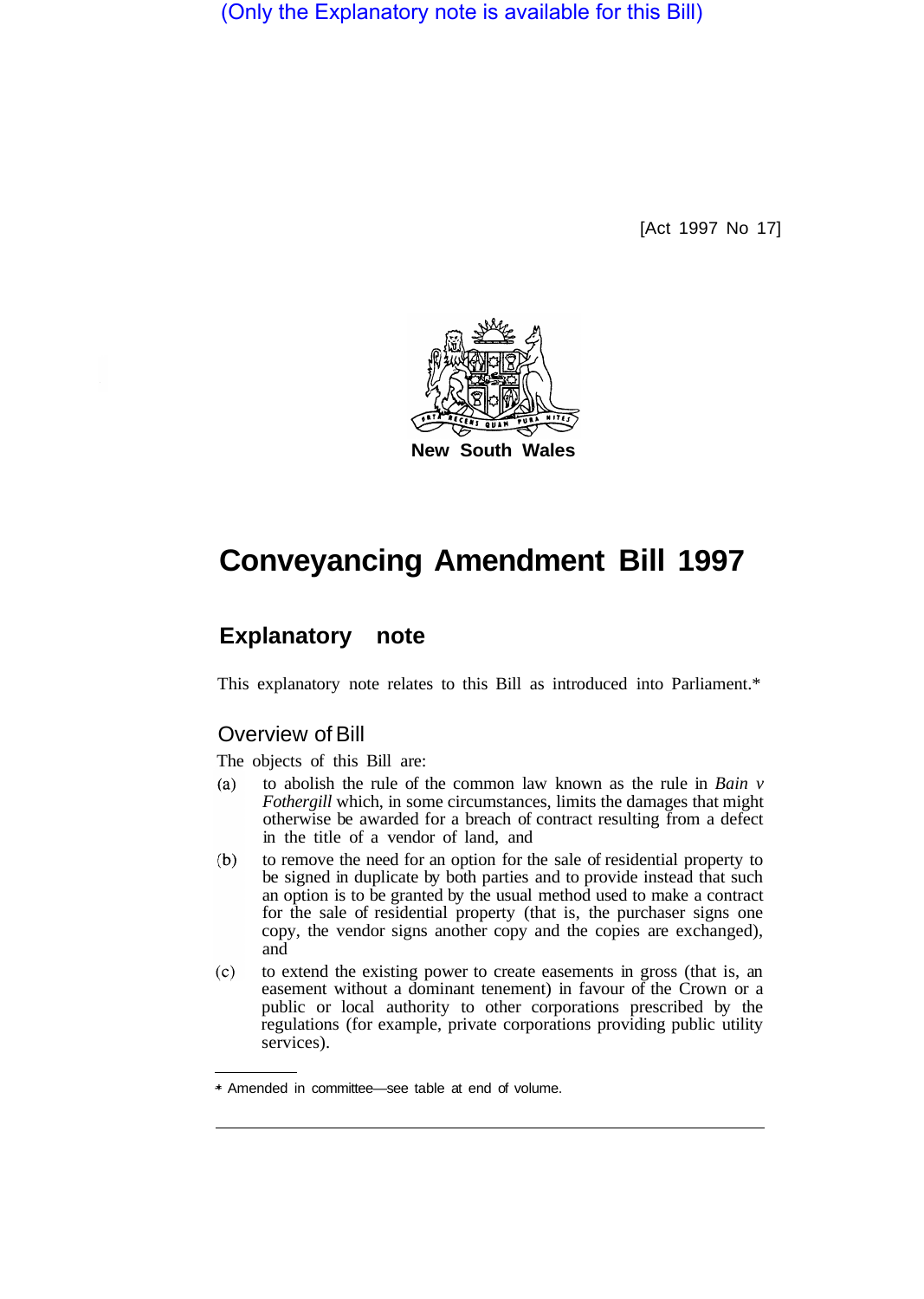(Only the Explanatory note is available for this Bill)

[Act 1997 No 17]

New South Wales

# Conveyancing Amendment Bill 1997

## Explanatory note

This explanatory note relates to this Bill as introduced into Parliament.*

### Overview of Bill

The objects of this Bill are:

(a) to abolish the rule of the common law known as the rule in *Bain v Fothergill* which, in some circumstances, limits the damages that might otherwise be awarded for a breach of contract resulting from a defect in the title of a vendor of land, and

(b) to remove the need for an option for the sale of residential property to be signed in duplicate by both parties and to provide instead that such an option is to be granted by the usual method used to make a contract for the sale of residential property (that is, the purchaser signs one copy, the vendor signs another copy and the copies are exchanged), and

(c) to extend the existing power to create easements in gross (that is, an easement without a dominant tenement) in favour of the Crown or a public or local authority to other corporations prescribed by the regulations (for example, private corporations providing public utility services).

* Amended in committee—see table at end of volume.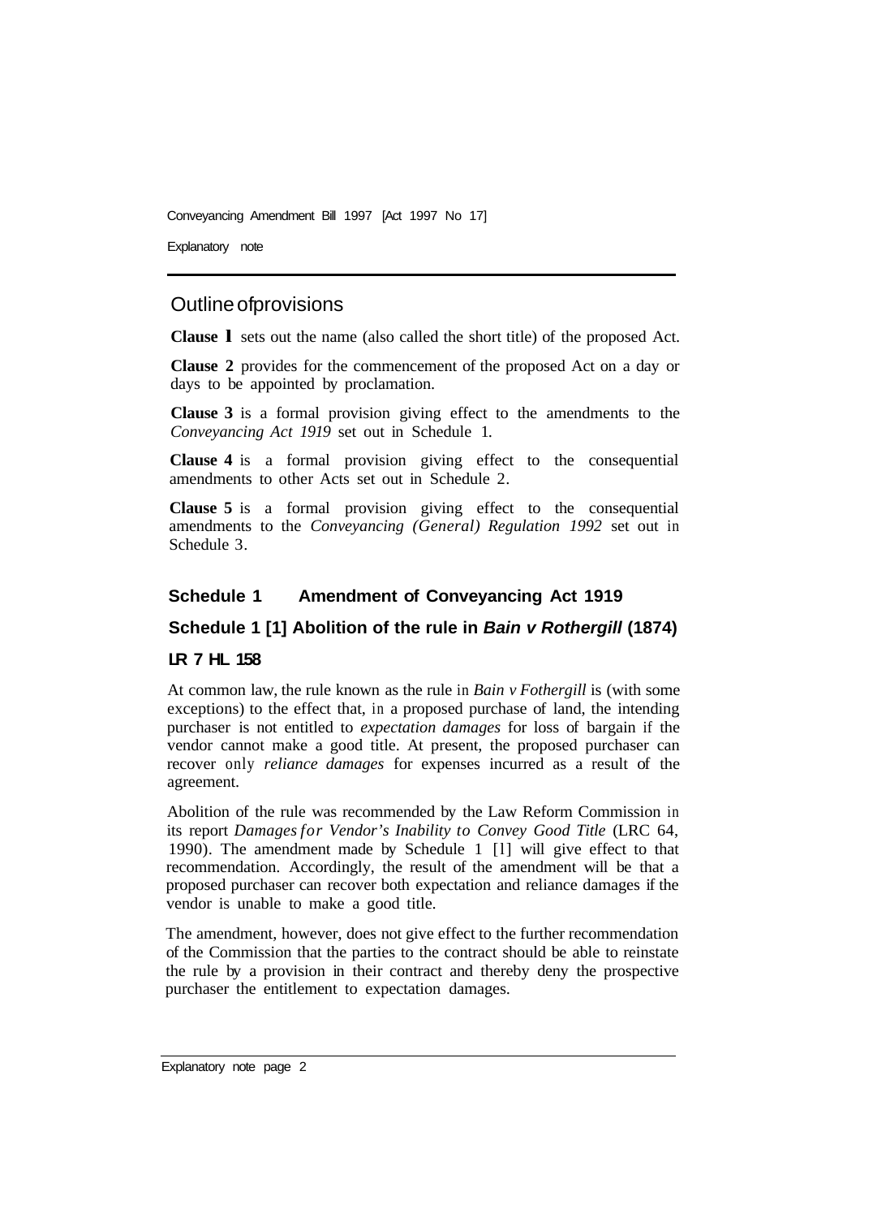## Outline of provisions

**Clause 1** sets out the name (also called the short title) of the proposed Act.

**Clause 2** provides for the commencement of the proposed Act on a day or days to be appointed by proclamation.

**Clause 3** is a formal provision giving effect to the amendments to the *Conveyancing Act 1919* set out in Schedule 1.

**Clause 4** is a formal provision giving effect to the consequential amendments to other Acts set out in Schedule 2.

**Clause 5** is a formal provision giving effect to the consequential amendments to the *Conveyancing (General) Regulation 1992* set out in Schedule 3.

### Schedule 1 Amendment of Conveyancing Act 1919

### Schedule 1 [1] Abolition of the rule in *Bain v Rothergill* (1874) LR 7 HL 158

At common law, the rule known as the rule in *Bain v Fothergill* is (with some exceptions) to the effect that, in a proposed purchase of land, the intending purchaser is not entitled to *expectation damages* for loss of bargain if the vendor cannot make a good title. At present, the proposed purchaser can recover only *reliance damages* for expenses incurred as a result of the agreement.

Abolition of the rule was recommended by the Law Reform Commission in its report *Damages for Vendor's Inability to Convey Good Title* (LRC 64, 1990). The amendment made by Schedule 1 [1] will give effect to that recommendation. Accordingly, the result of the amendment will be that a proposed purchaser can recover both expectation and reliance damages if the vendor is unable to make a good title.

The amendment, however, does not give effect to the further recommendation of the Commission that the parties to the contract should be able to reinstate the rule by a provision in their contract and thereby deny the prospective purchaser the entitlement to expectation damages.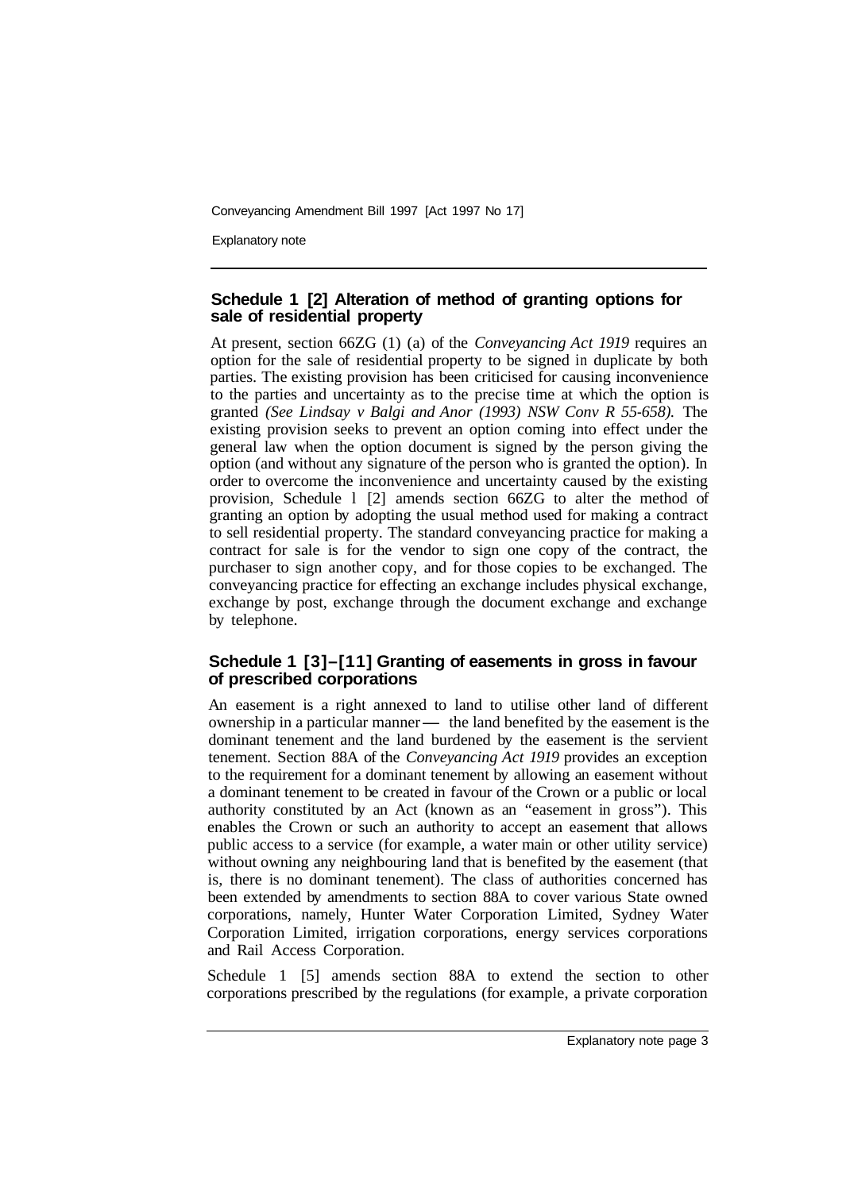### Schedule 1 [2] Alteration of method of granting options for sale of residential property

At present, section 66ZG (1) (a) of the *Conveyancing Act 1919* requires an option for the sale of residential property to be signed in duplicate by both parties. The existing provision has been criticised for causing inconvenience to the parties and uncertainty as to the precise time at which the option is granted *(See Lindsay v Balgi and Anor (1993) NSW Conv R 55-658).* The existing provision seeks to prevent an option coming into effect under the general law when the option document is signed by the person giving the option (and without any signature of the person who is granted the option). In order to overcome the inconvenience and uncertainty caused by the existing provision, Schedule 1 [2] amends section 66ZG to alter the method of granting an option by adopting the usual method used for making a contract to sell residential property. The standard conveyancing practice for making a contract for sale is for the vendor to sign one copy of the contract, the purchaser to sign another copy, and for those copies to be exchanged. The conveyancing practice for effecting an exchange includes physical exchange, exchange by post, exchange through the document exchange and exchange by telephone.

### Schedule 1 [3]–[11] Granting of easements in gross in favour of prescribed corporations

An easement is a right annexed to land to utilise other land of different ownership in a particular manner — the land benefited by the easement is the dominant tenement and the land burdened by the easement is the servient tenement. Section 88A of the *Conveyancing Act 1919* provides an exception to the requirement for a dominant tenement by allowing an easement without a dominant tenement to be created in favour of the Crown or a public or local authority constituted by an Act (known as an "easement in gross"). This enables the Crown or such an authority to accept an easement that allows public access to a service (for example, a water main or other utility service) without owning any neighbouring land that is benefited by the easement (that is, there is no dominant tenement). The class of authorities concerned has been extended by amendments to section 88A to cover various State owned corporations, namely, Hunter Water Corporation Limited, Sydney Water Corporation Limited, irrigation corporations, energy services corporations and Rail Access Corporation.

Schedule 1 [5] amends section 88A to extend the section to other corporations prescribed by the regulations (for example, a private corporation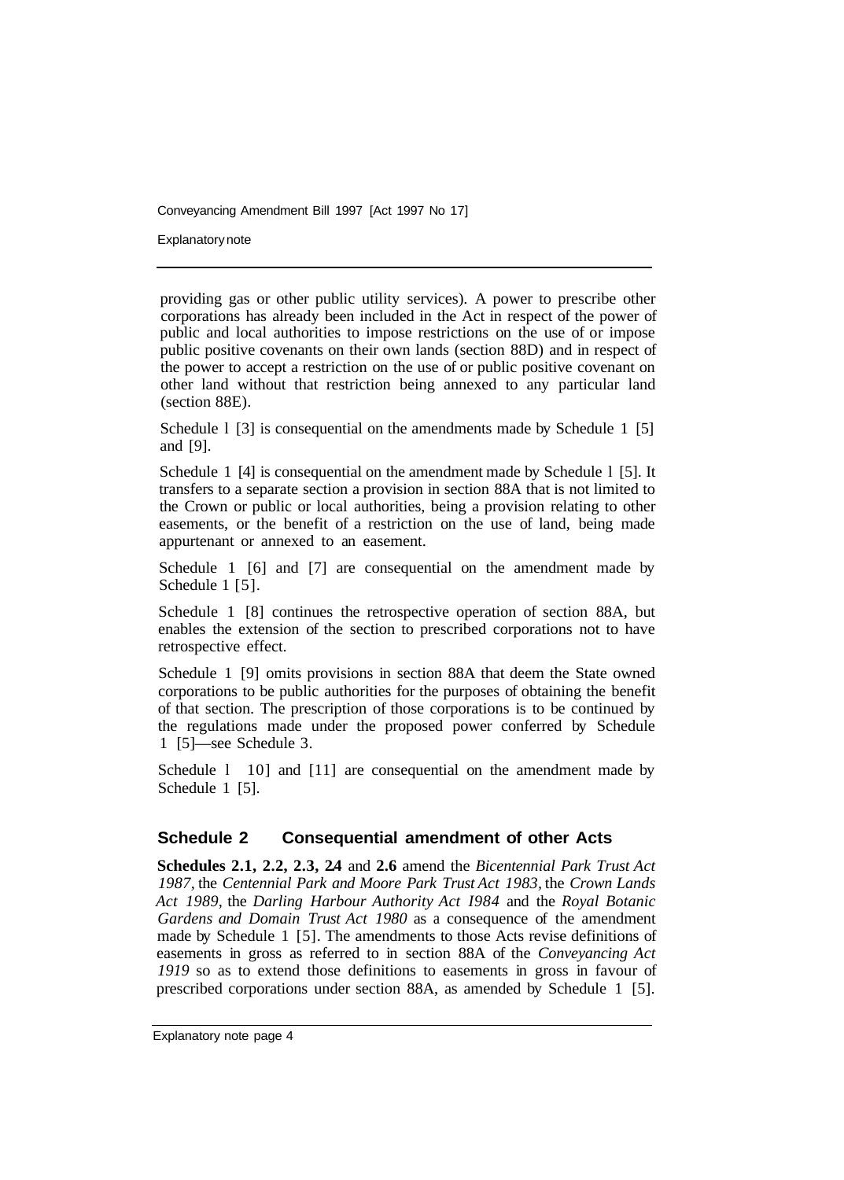providing gas or other public utility services). A power to prescribe other corporations has already been included in the Act in respect of the power of public and local authorities to impose restrictions on the use of or impose public positive covenants on their own lands (section 88D) and in respect of the power to accept a restriction on the use of or public positive covenant on other land without that restriction being annexed to any particular land (section 88E).

Schedule l [3] is consequential on the amendments made by Schedule 1 [5] and [9].

Schedule 1 [4] is consequential on the amendment made by Schedule l [5]. It transfers to a separate section a provision in section 88A that is not limited to the Crown or public or local authorities, being a provision relating to other easements, or the benefit of a restriction on the use of land, being made appurtenant or annexed to an easement.

Schedule 1 [6] and [7] are consequential on the amendment made by Schedule 1 [5].

Schedule 1 [8] continues the retrospective operation of section 88A, but enables the extension of the section to prescribed corporations not to have retrospective effect.

Schedule 1 [9] omits provisions in section 88A that deem the State owned corporations to be public authorities for the purposes of obtaining the benefit of that section. The prescription of those corporations is to be continued by the regulations made under the proposed power conferred by Schedule 1 [5]—see Schedule 3.

Schedule l 10] and [11] are consequential on the amendment made by Schedule 1 [5].

## Schedule 2 Consequential amendment of other Acts

**Schedules 2.1, 2.2, 2.3, 2.4** and **2.6** amend the *Bicentennial Park Trust Act 1987,* the *Centennial Park and Moore Park Trust Act 1983,* the *Crown Lands Act 1989,* the *Darling Harbour Authority Act I984* and the *Royal Botanic Gardens and Domain Trust Act 1980* as a consequence of the amendment made by Schedule 1 [5]. The amendments to those Acts revise definitions of easements in gross as referred to in section 88A of the *Conveyancing Act 1919* so as to extend those definitions to easements in gross in favour of prescribed corporations under section 88A, as amended by Schedule 1 [5].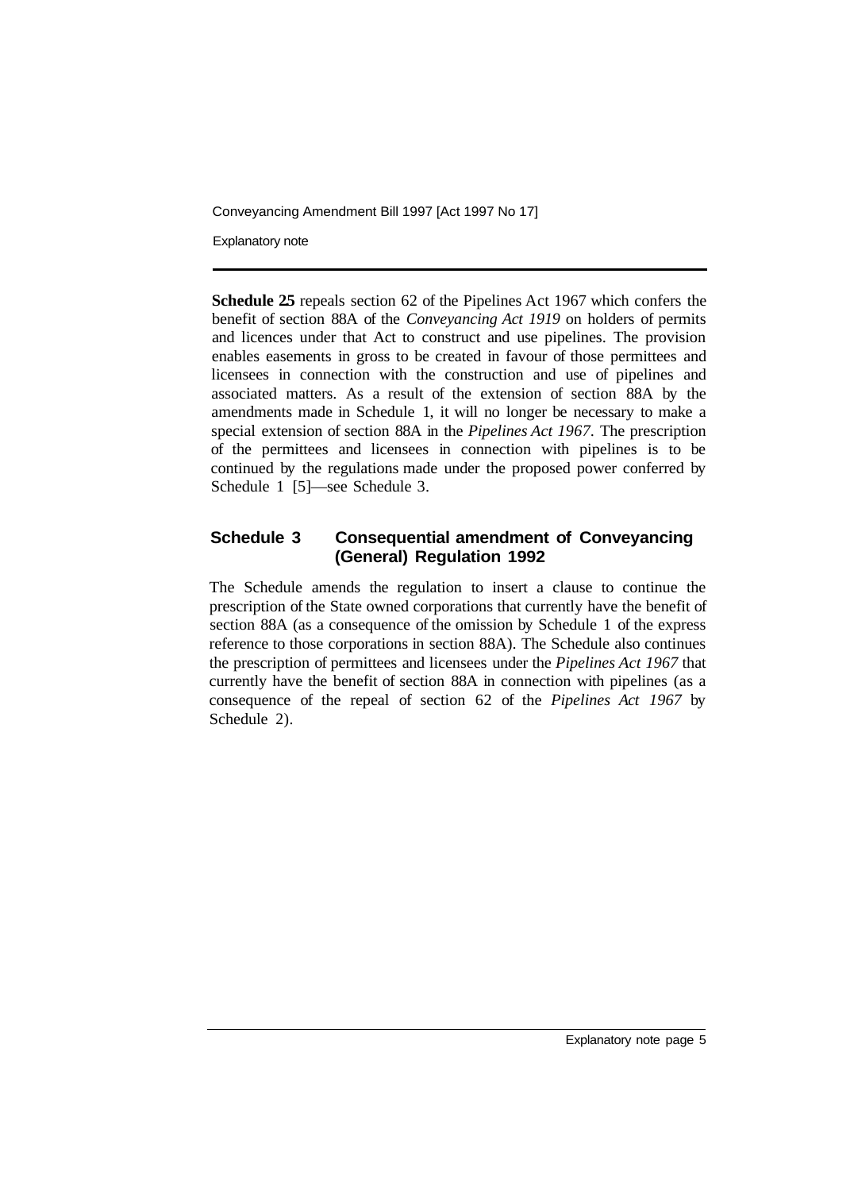**Schedule 2.5** repeals section 62 of the Pipelines Act 1967 which confers the benefit of section 88A of the *Conveyancing Act 1919* on holders of permits and licences under that Act to construct and use pipelines. The provision enables easements in gross to be created in favour of those permittees and licensees in connection with the construction and use of pipelines and associated matters. As a result of the extension of section 88A by the amendments made in Schedule 1, it will no longer be necessary to make a special extension of section 88A in the *Pipelines Act 1967*. The prescription of the permittees and licensees in connection with pipelines is to be continued by the regulations made under the proposed power conferred by Schedule 1 [5]—see Schedule 3.

## Schedule 3 Consequential amendment of Conveyancing (General) Regulation 1992

The Schedule amends the regulation to insert a clause to continue the prescription of the State owned corporations that currently have the benefit of section 88A (as a consequence of the omission by Schedule 1 of the express reference to those corporations in section 88A). The Schedule also continues the prescription of permittees and licensees under the *Pipelines Act 1967* that currently have the benefit of section 88A in connection with pipelines (as a consequence of the repeal of section 62 of the *Pipelines Act 1967* by Schedule 2).